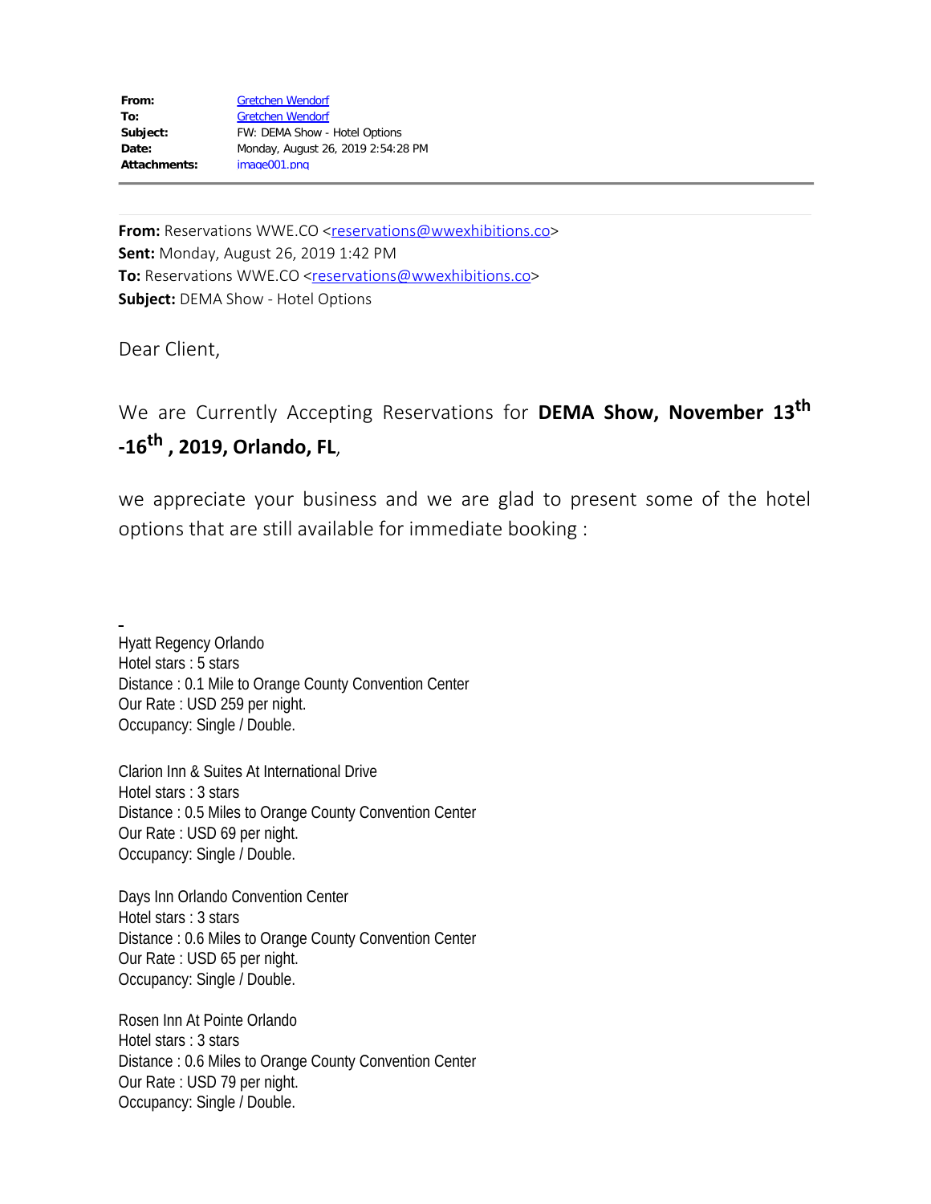| | |
|---|---|
| **From:** | Gretchen Wendorf |
| **To:** | Gretchen Wendorf |
| **Subject:** | FW: DEMA Show - Hotel Options |
| **Date:** | Monday, August 26, 2019 2:54:28 PM |
| **Attachments:** | image001.png |

---

**From:** Reservations WWE.CO <reservations@wwexhibitions.co>
**Sent:** Monday, August 26, 2019 1:42 PM
**To:** Reservations WWE.CO <reservations@wwexhibitions.co>
**Subject:** DEMA Show - Hotel Options

Dear Client,

We are Currently Accepting Reservations for **DEMA Show, November 13th -16th , 2019, Orlando, FL**,

we appreciate your business and we are glad to present some of the hotel options that are still available for immediate booking :

-

Hyatt Regency Orlando
Hotel stars : 5 stars
Distance : 0.1 Mile to Orange County Convention Center
Our Rate : USD 259 per night.
Occupancy: Single / Double.

Clarion Inn & Suites At International Drive
Hotel stars : 3 stars
Distance : 0.5 Miles to Orange County Convention Center
Our Rate : USD 69 per night.
Occupancy: Single / Double.

Days Inn Orlando Convention Center
Hotel stars : 3 stars
Distance : 0.6 Miles to Orange County Convention Center
Our Rate : USD 65 per night.
Occupancy: Single / Double.

Rosen Inn At Pointe Orlando
Hotel stars : 3 stars
Distance : 0.6 Miles to Orange County Convention Center
Our Rate : USD 79 per night.
Occupancy: Single / Double.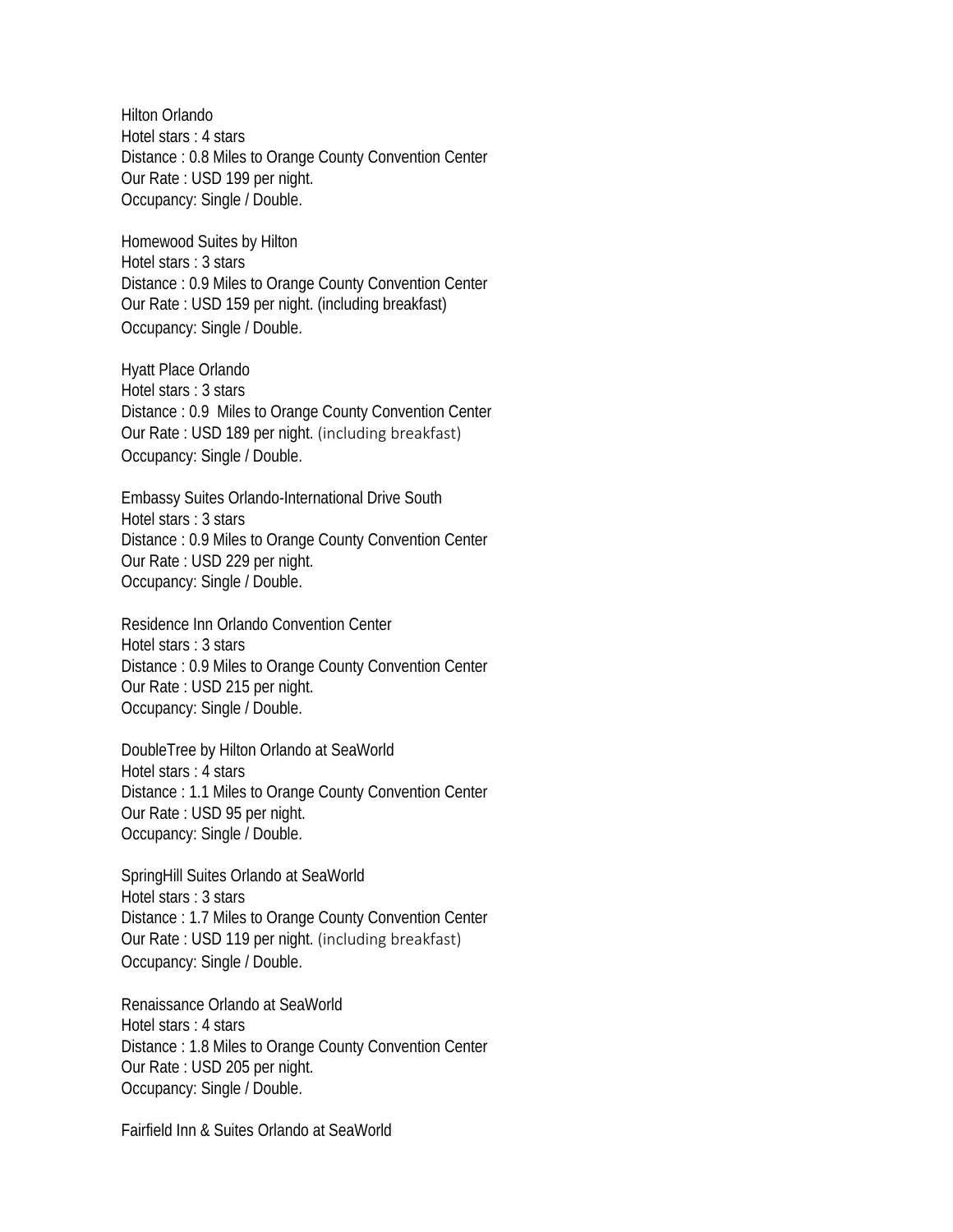Hilton Orlando
Hotel stars : 4 stars
Distance : 0.8 Miles to Orange County Convention Center
Our Rate : USD 199 per night.
Occupancy: Single / Double.

Homewood Suites by Hilton
Hotel stars : 3 stars
Distance : 0.9 Miles to Orange County Convention Center
Our Rate : USD 159 per night. (including breakfast)
Occupancy: Single / Double.

Hyatt Place Orlando
Hotel stars : 3 stars
Distance : 0.9 Miles to Orange County Convention Center
Our Rate : USD 189 per night. (including breakfast)
Occupancy: Single / Double.

Embassy Suites Orlando-International Drive South
Hotel stars : 3 stars
Distance : 0.9 Miles to Orange County Convention Center
Our Rate : USD 229 per night.
Occupancy: Single / Double.

Residence Inn Orlando Convention Center
Hotel stars : 3 stars
Distance : 0.9 Miles to Orange County Convention Center
Our Rate : USD 215 per night.
Occupancy: Single / Double.

DoubleTree by Hilton Orlando at SeaWorld
Hotel stars : 4 stars
Distance : 1.1 Miles to Orange County Convention Center
Our Rate : USD 95 per night.
Occupancy: Single / Double.

SpringHill Suites Orlando at SeaWorld
Hotel stars : 3 stars
Distance : 1.7 Miles to Orange County Convention Center
Our Rate : USD 119 per night. (including breakfast)
Occupancy: Single / Double.

Renaissance Orlando at SeaWorld
Hotel stars : 4 stars
Distance : 1.8 Miles to Orange County Convention Center
Our Rate : USD 205 per night.
Occupancy: Single / Double.

Fairfield Inn & Suites Orlando at SeaWorld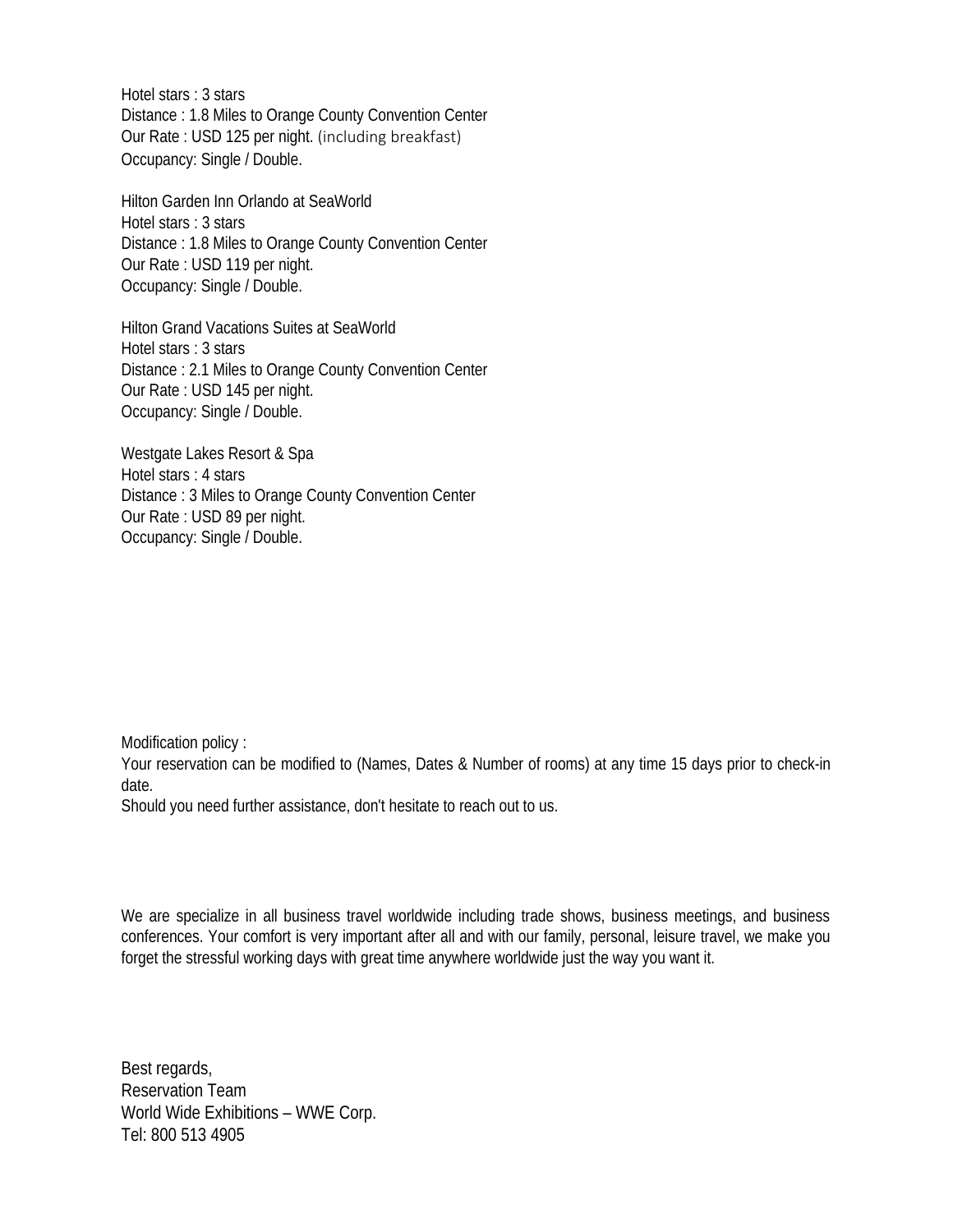Hotel stars : 3 stars
Distance : 1.8 Miles to Orange County Convention Center
Our Rate : USD 125 per night. (including breakfast)
Occupancy: Single / Double.

Hilton Garden Inn Orlando at SeaWorld
Hotel stars : 3 stars
Distance : 1.8 Miles to Orange County Convention Center
Our Rate : USD 119 per night.
Occupancy: Single / Double.

Hilton Grand Vacations Suites at SeaWorld
Hotel stars : 3 stars
Distance : 2.1 Miles to Orange County Convention Center
Our Rate : USD 145 per night.
Occupancy: Single / Double.

Westgate Lakes Resort & Spa
Hotel stars : 4 stars
Distance : 3 Miles to Orange County Convention Center
Our Rate : USD 89 per night.
Occupancy: Single / Double.

Modification policy :
Your reservation can be modified to (Names, Dates & Number of rooms) at any time 15 days prior to check-in date.
Should you need further assistance, don't hesitate to reach out to us.

We are specialize in all business travel worldwide including trade shows, business meetings, and business conferences. Your comfort is very important after all and with our family, personal, leisure travel, we make you forget the stressful working days with great time anywhere worldwide just the way you want it.

Best regards,
Reservation Team
World Wide Exhibitions – WWE Corp.
Tel: 800 513 4905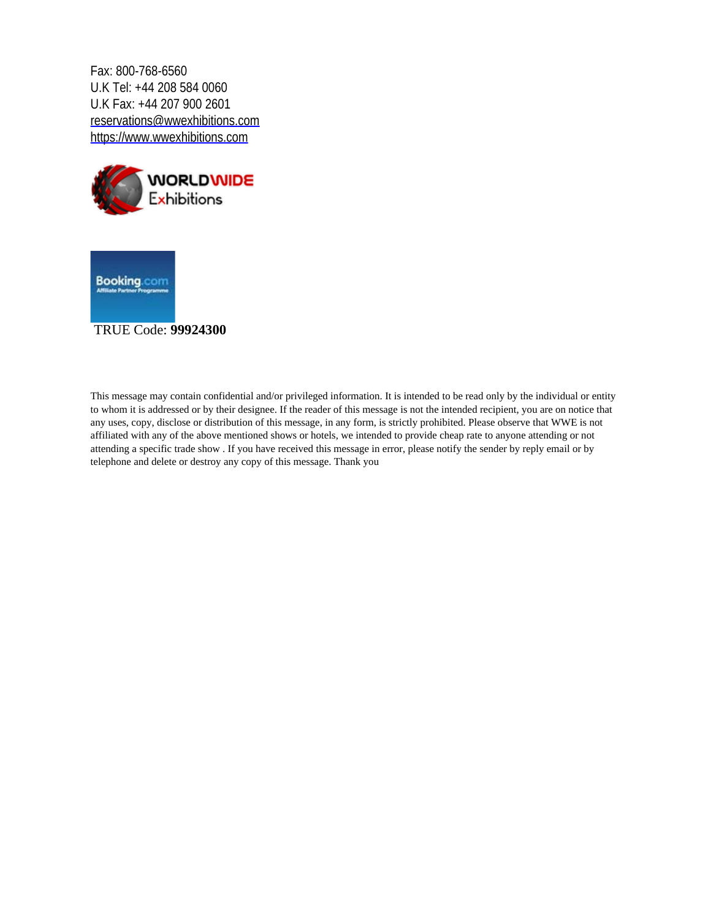Fax: 800-768-6560
U.K Tel: +44 208 584 0060
U.K Fax: +44 207 900 2601
reservations@wwexhibitions.com
https://www.wwexhibitions.com

TRUE Code: **99924300**

This message may contain confidential and/or privileged information. It is intended to be read only by the individual or entity to whom it is addressed or by their designee. If the reader of this message is not the intended recipient, you are on notice that any uses, copy, disclose or distribution of this message, in any form, is strictly prohibited. Please observe that WWE is not affiliated with any of the above mentioned shows or hotels, we intended to provide cheap rate to anyone attending or not attending a specific trade show . If you have received this message in error, please notify the sender by reply email or by telephone and delete or destroy any copy of this message. Thank you